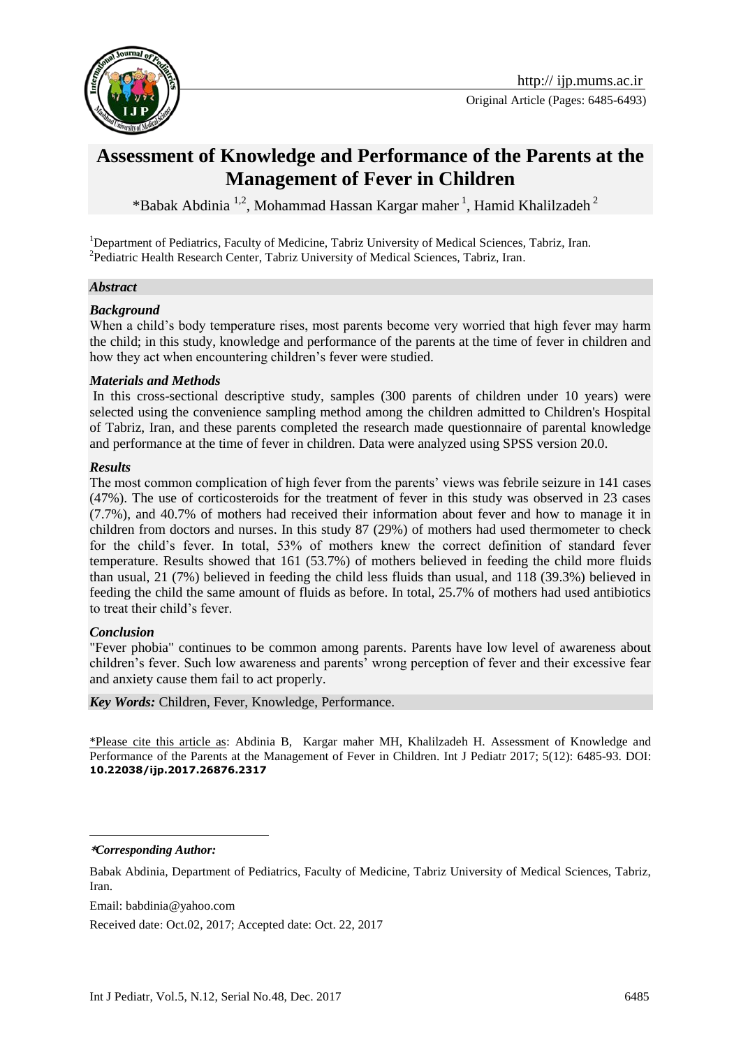Original Article (Pages: 6485-6493)

# Assessment of Knowledge and Performance of the Parents at the Management of Fever in Children

*Babak Abdinia [1,2], Mohammad Hassan Kargar maher [1], Hamid Khalilzadeh [2]

[1]Department of Pediatrics, Faculty of Medicine, Tabriz University of Medical Sciences, Tabriz, Iran.
[2]Pediatric Health Research Center, Tabriz University of Medical Sciences, Tabriz, Iran.

### *Abstract*

#### *Background*

When a child's body temperature rises, most parents become very worried that high fever may harm the child; in this study, knowledge and performance of the parents at the time of fever in children and how they act when encountering children's fever were studied.

#### *Materials and Methods*

In this cross-sectional descriptive study, samples (300 parents of children under 10 years) were selected using the convenience sampling method among the children admitted to Children's Hospital of Tabriz, Iran, and these parents completed the research made questionnaire of parental knowledge and performance at the time of fever in children. Data were analyzed using SPSS version 20.0.

#### *Results*

The most common complication of high fever from the parents' views was febrile seizure in 141 cases (47%). The use of corticosteroids for the treatment of fever in this study was observed in 23 cases (7.7%), and 40.7% of mothers had received their information about fever and how to manage it in children from doctors and nurses. In this study 87 (29%) of mothers had used thermometer to check for the child's fever. In total, 53% of mothers knew the correct definition of standard fever temperature. Results showed that 161 (53.7%) of mothers believed in feeding the child more fluids than usual, 21 (7%) believed in feeding the child less fluids than usual, and 118 (39.3%) believed in feeding the child the same amount of fluids as before. In total, 25.7% of mothers had used antibiotics to treat their child's fever.

#### *Conclusion*

"Fever phobia" continues to be common among parents. Parents have low level of awareness about children's fever. Such low awareness and parents' wrong perception of fever and their excessive fear and anxiety cause them fail to act properly.

***Key Words:*** Children, Fever, Knowledge, Performance.

\*Please cite this article as: Abdinia B, Kargar maher MH, Khalilzadeh H. Assessment of Knowledge and Performance of the Parents at the Management of Fever in Children. Int J Pediatr 2017; 5(12): 6485-93. DOI: **10.22038/ijp.2017.26876.2317**

---

***Corresponding Author:***

Babak Abdinia, Department of Pediatrics, Faculty of Medicine, Tabriz University of Medical Sciences, Tabriz, Iran.

Email: babdinia@yahoo.com

Received date: Oct.02, 2017; Accepted date: Oct. 22, 2017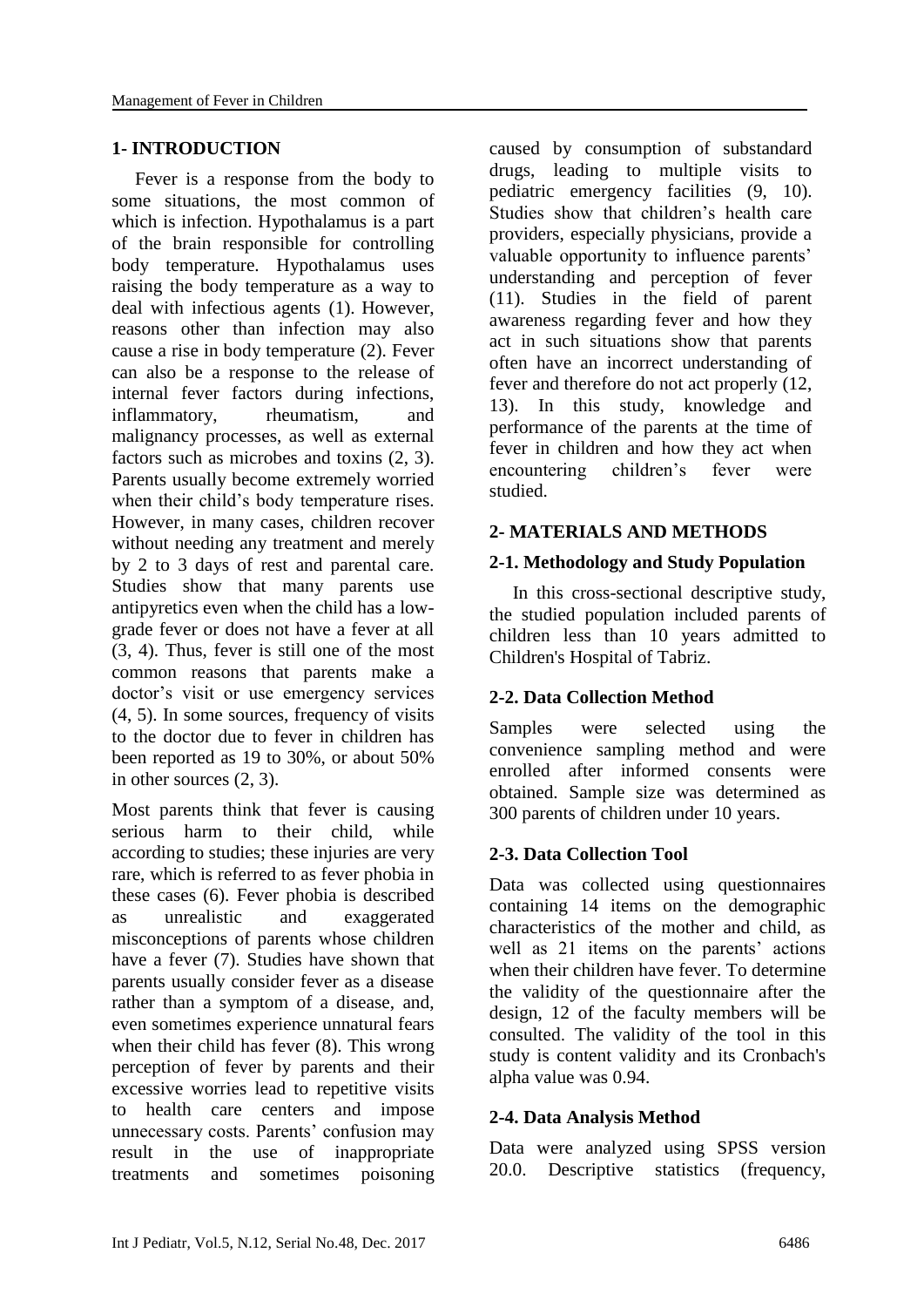## 1- INTRODUCTION

Fever is a response from the body to some situations, the most common of which is infection. Hypothalamus is a part of the brain responsible for controlling body temperature. Hypothalamus uses raising the body temperature as a way to deal with infectious agents (1). However, reasons other than infection may also cause a rise in body temperature (2). Fever can also be a response to the release of internal fever factors during infections, inflammatory, rheumatism, and malignancy processes, as well as external factors such as microbes and toxins (2, 3). Parents usually become extremely worried when their child's body temperature rises. However, in many cases, children recover without needing any treatment and merely by 2 to 3 days of rest and parental care. Studies show that many parents use antipyretics even when the child has a low-grade fever or does not have a fever at all (3, 4). Thus, fever is still one of the most common reasons that parents make a doctor's visit or use emergency services (4, 5). In some sources, frequency of visits to the doctor due to fever in children has been reported as 19 to 30%, or about 50% in other sources (2, 3).

Most parents think that fever is causing serious harm to their child, while according to studies; these injuries are very rare, which is referred to as fever phobia in these cases (6). Fever phobia is described as unrealistic and exaggerated misconceptions of parents whose children have a fever (7). Studies have shown that parents usually consider fever as a disease rather than a symptom of a disease, and, even sometimes experience unnatural fears when their child has fever (8). This wrong perception of fever by parents and their excessive worries lead to repetitive visits to health care centers and impose unnecessary costs. Parents' confusion may result in the use of inappropriate treatments and sometimes poisoning caused by consumption of substandard drugs, leading to multiple visits to pediatric emergency facilities (9, 10). Studies show that children's health care providers, especially physicians, provide a valuable opportunity to influence parents' understanding and perception of fever (11). Studies in the field of parent awareness regarding fever and how they act in such situations show that parents often have an incorrect understanding of fever and therefore do not act properly (12, 13). In this study, knowledge and performance of the parents at the time of fever in children and how they act when encountering children's fever were studied.

## 2- MATERIALS AND METHODS

### 2-1. Methodology and Study Population

In this cross-sectional descriptive study, the studied population included parents of children less than 10 years admitted to Children's Hospital of Tabriz.

### 2-2. Data Collection Method

Samples were selected using the convenience sampling method and were enrolled after informed consents were obtained. Sample size was determined as 300 parents of children under 10 years.

### 2-3. Data Collection Tool

Data was collected using questionnaires containing 14 items on the demographic characteristics of the mother and child, as well as 21 items on the parents' actions when their children have fever. To determine the validity of the questionnaire after the design, 12 of the faculty members will be consulted. The validity of the tool in this study is content validity and its Cronbach's alpha value was 0.94.

### 2-4. Data Analysis Method

Data were analyzed using SPSS version 20.0. Descriptive statistics (frequency,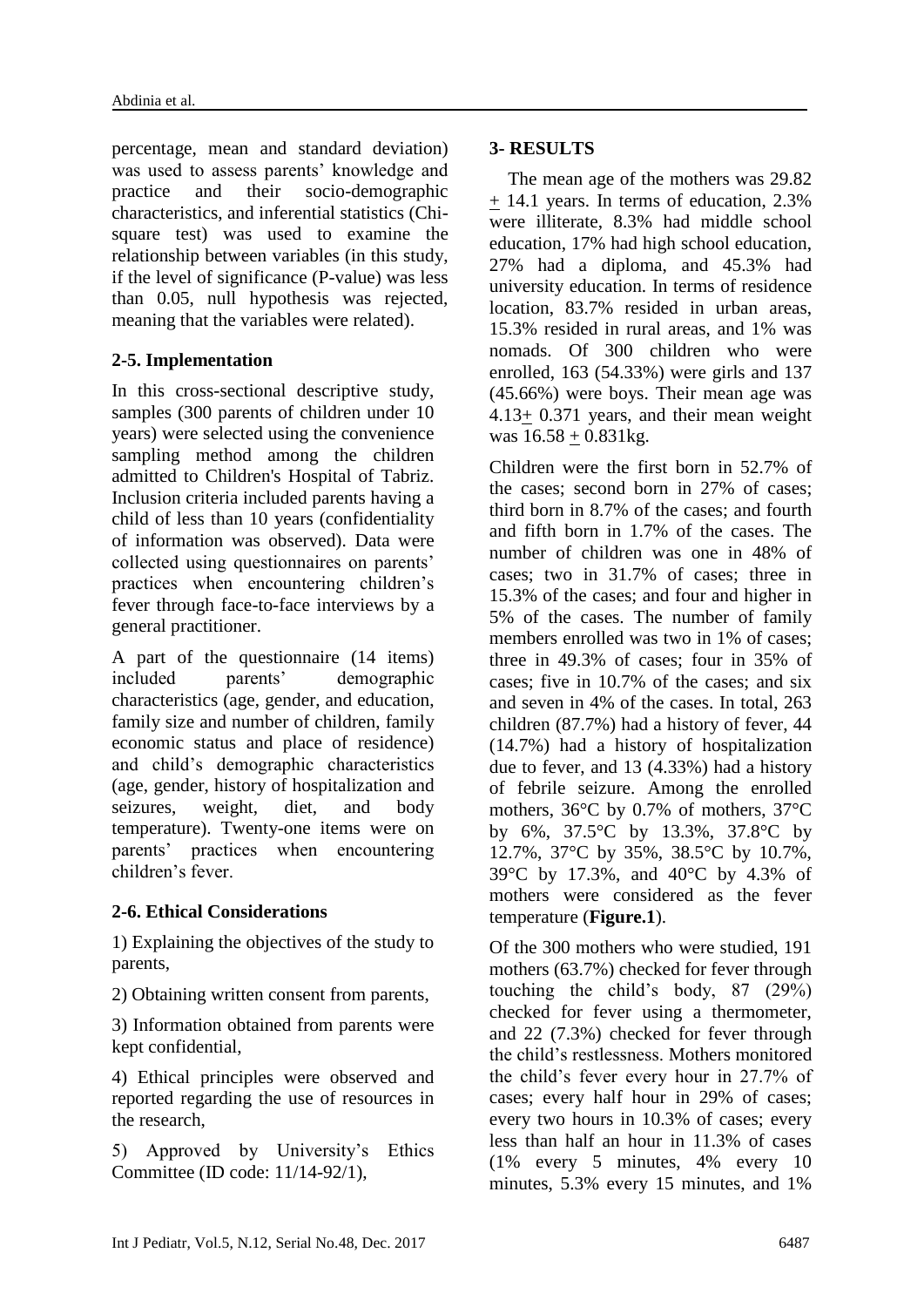percentage, mean and standard deviation) was used to assess parents' knowledge and practice and their socio-demographic characteristics, and inferential statistics (Chi-square test) was used to examine the relationship between variables (in this study, if the level of significance (P-value) was less than 0.05, null hypothesis was rejected, meaning that the variables were related).

### 2-5. Implementation

In this cross-sectional descriptive study, samples (300 parents of children under 10 years) were selected using the convenience sampling method among the children admitted to Children's Hospital of Tabriz. Inclusion criteria included parents having a child of less than 10 years (confidentiality of information was observed). Data were collected using questionnaires on parents' practices when encountering children's fever through face-to-face interviews by a general practitioner.

A part of the questionnaire (14 items) included parents' demographic characteristics (age, gender, and education, family size and number of children, family economic status and place of residence) and child's demographic characteristics (age, gender, history of hospitalization and seizures, weight, diet, and body temperature). Twenty-one items were on parents' practices when encountering children's fever.

### 2-6. Ethical Considerations

1) Explaining the objectives of the study to parents,

2) Obtaining written consent from parents,

3) Information obtained from parents were kept confidential,

4) Ethical principles were observed and reported regarding the use of resources in the research,

5) Approved by University's Ethics Committee (ID code: 11/14-92/1),

## 3- RESULTS

The mean age of the mothers was 29.82 ± 14.1 years. In terms of education, 2.3% were illiterate, 8.3% had middle school education, 17% had high school education, 27% had a diploma, and 45.3% had university education. In terms of residence location, 83.7% resided in urban areas, 15.3% resided in rural areas, and 1% was nomads. Of 300 children who were enrolled, 163 (54.33%) were girls and 137 (45.66%) were boys. Their mean age was 4.13± 0.371 years, and their mean weight was 16.58 ± 0.831kg.

Children were the first born in 52.7% of the cases; second born in 27% of cases; third born in 8.7% of the cases; and fourth and fifth born in 1.7% of the cases. The number of children was one in 48% of cases; two in 31.7% of cases; three in 15.3% of the cases; and four and higher in 5% of the cases. The number of family members enrolled was two in 1% of cases; three in 49.3% of cases; four in 35% of cases; five in 10.7% of the cases; and six and seven in 4% of the cases. In total, 263 children (87.7%) had a history of fever, 44 (14.7%) had a history of hospitalization due to fever, and 13 (4.33%) had a history of febrile seizure. Among the enrolled mothers, 36°C by 0.7% of mothers, 37°C by 6%, 37.5°C by 13.3%, 37.8°C by 12.7%, 37°C by 35%, 38.5°C by 10.7%, 39°C by 17.3%, and 40°C by 4.3% of mothers were considered as the fever temperature (**Figure.1**).

Of the 300 mothers who were studied, 191 mothers (63.7%) checked for fever through touching the child's body, 87 (29%) checked for fever using a thermometer, and 22 (7.3%) checked for fever through the child's restlessness. Mothers monitored the child's fever every hour in 27.7% of cases; every half hour in 29% of cases; every two hours in 10.3% of cases; every less than half an hour in 11.3% of cases (1% every 5 minutes, 4% every 10 minutes, 5.3% every 15 minutes, and 1%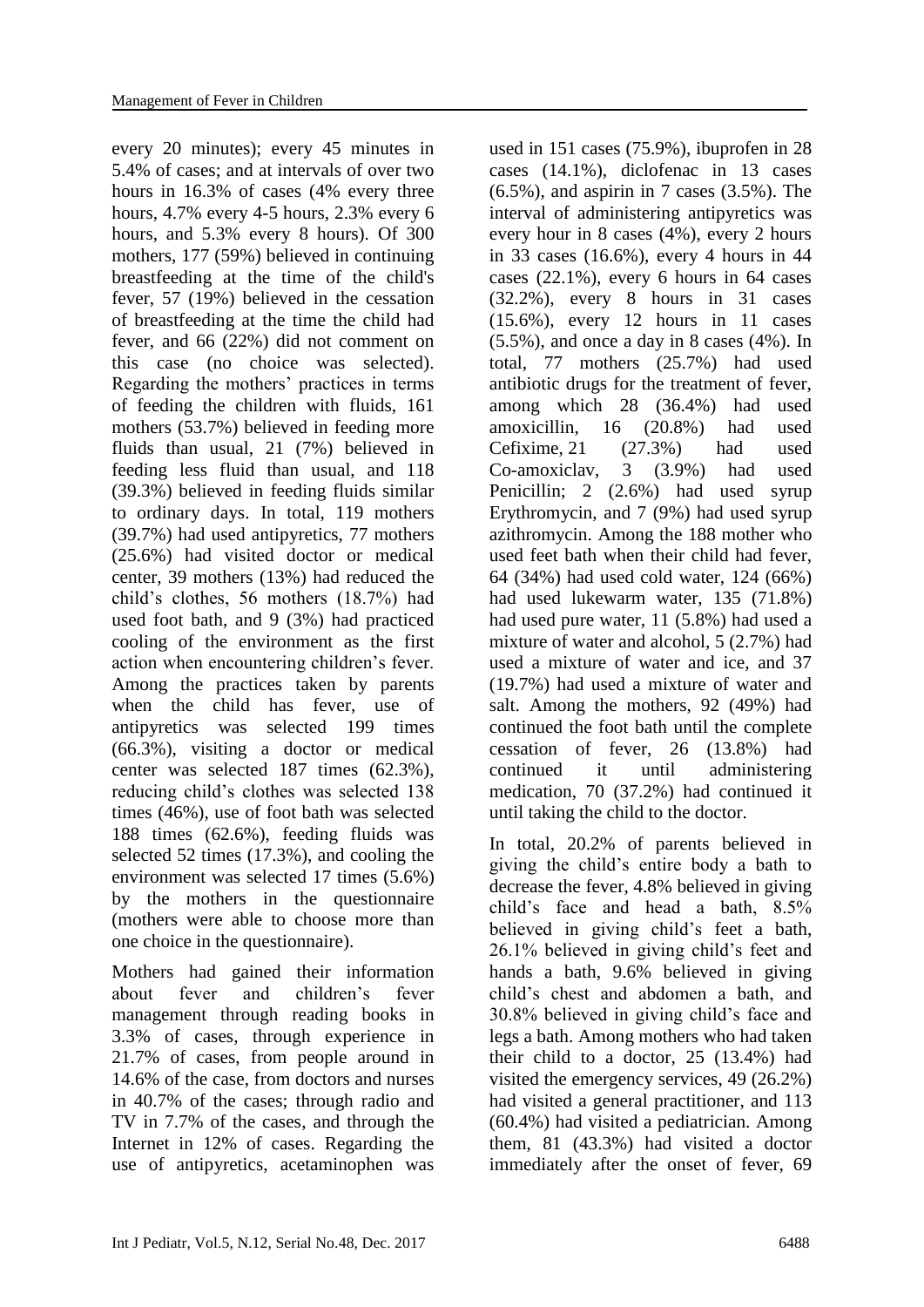every 20 minutes); every 45 minutes in 5.4% of cases; and at intervals of over two hours in 16.3% of cases (4% every three hours, 4.7% every 4-5 hours, 2.3% every 6 hours, and 5.3% every 8 hours). Of 300 mothers, 177 (59%) believed in continuing breastfeeding at the time of the child's fever, 57 (19%) believed in the cessation of breastfeeding at the time the child had fever, and 66 (22%) did not comment on this case (no choice was selected). Regarding the mothers' practices in terms of feeding the children with fluids, 161 mothers (53.7%) believed in feeding more fluids than usual, 21 (7%) believed in feeding less fluid than usual, and 118 (39.3%) believed in feeding fluids similar to ordinary days. In total, 119 mothers (39.7%) had used antipyretics, 77 mothers (25.6%) had visited doctor or medical center, 39 mothers (13%) had reduced the child's clothes, 56 mothers (18.7%) had used foot bath, and 9 (3%) had practiced cooling of the environment as the first action when encountering children's fever. Among the practices taken by parents when the child has fever, use of antipyretics was selected 199 times (66.3%), visiting a doctor or medical center was selected 187 times (62.3%), reducing child's clothes was selected 138 times (46%), use of foot bath was selected 188 times (62.6%), feeding fluids was selected 52 times (17.3%), and cooling the environment was selected 17 times (5.6%) by the mothers in the questionnaire (mothers were able to choose more than one choice in the questionnaire).

Mothers had gained their information about fever and children's fever management through reading books in 3.3% of cases, through experience in 21.7% of cases, from people around in 14.6% of the case, from doctors and nurses in 40.7% of the cases; through radio and TV in 7.7% of the cases, and through the Internet in 12% of cases. Regarding the use of antipyretics, acetaminophen was used in 151 cases (75.9%), ibuprofen in 28 cases (14.1%), diclofenac in 13 cases (6.5%), and aspirin in 7 cases (3.5%). The interval of administering antipyretics was every hour in 8 cases (4%), every 2 hours in 33 cases (16.6%), every 4 hours in 44 cases (22.1%), every 6 hours in 64 cases (32.2%), every 8 hours in 31 cases (15.6%), every 12 hours in 11 cases (5.5%), and once a day in 8 cases (4%). In total, 77 mothers (25.7%) had used antibiotic drugs for the treatment of fever, among which 28 (36.4%) had used amoxicillin, 16 (20.8%) had used Cefixime, 21 (27.3%) had used Co-amoxiclav, 3 (3.9%) had used Penicillin; 2 (2.6%) had used syrup Erythromycin, and 7 (9%) had used syrup azithromycin. Among the 188 mother who used feet bath when their child had fever, 64 (34%) had used cold water, 124 (66%) had used lukewarm water, 135 (71.8%) had used pure water, 11 (5.8%) had used a mixture of water and alcohol, 5 (2.7%) had used a mixture of water and ice, and 37 (19.7%) had used a mixture of water and salt. Among the mothers, 92 (49%) had continued the foot bath until the complete cessation of fever, 26 (13.8%) had continued it until administering medication, 70 (37.2%) had continued it until taking the child to the doctor.

In total, 20.2% of parents believed in giving the child's entire body a bath to decrease the fever, 4.8% believed in giving child's face and head a bath, 8.5% believed in giving child's feet a bath, 26.1% believed in giving child's feet and hands a bath, 9.6% believed in giving child's chest and abdomen a bath, and 30.8% believed in giving child's face and legs a bath. Among mothers who had taken their child to a doctor, 25 (13.4%) had visited the emergency services, 49 (26.2%) had visited a general practitioner, and 113 (60.4%) had visited a pediatrician. Among them, 81 (43.3%) had visited a doctor immediately after the onset of fever, 69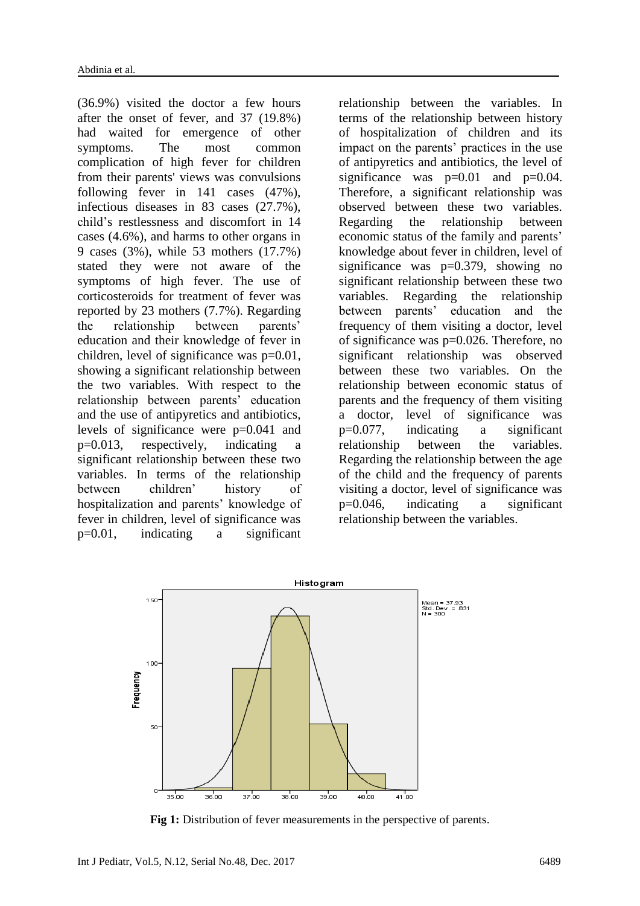(36.9%) visited the doctor a few hours after the onset of fever, and 37 (19.8%) had waited for emergence of other symptoms. The most common complication of high fever for children from their parents' views was convulsions following fever in 141 cases (47%), infectious diseases in 83 cases (27.7%), child's restlessness and discomfort in 14 cases (4.6%), and harms to other organs in 9 cases (3%), while 53 mothers (17.7%) stated they were not aware of the symptoms of high fever. The use of corticosteroids for treatment of fever was reported by 23 mothers (7.7%). Regarding the relationship between parents' education and their knowledge of fever in children, level of significance was p=0.01, showing a significant relationship between the two variables. With respect to the relationship between parents' education and the use of antipyretics and antibiotics, levels of significance were p=0.041 and p=0.013, respectively, indicating a significant relationship between these two variables. In terms of the relationship between children' history of hospitalization and parents' knowledge of fever in children, level of significance was p=0.01, indicating a significant relationship between the variables. In terms of the relationship between history of hospitalization of children and its impact on the parents' practices in the use of antipyretics and antibiotics, the level of significance was p=0.01 and p=0.04. Therefore, a significant relationship was observed between these two variables. Regarding the relationship between economic status of the family and parents' knowledge about fever in children, level of significance was p=0.379, showing no significant relationship between these two variables. Regarding the relationship between parents' education and the frequency of them visiting a doctor, level of significance was p=0.026. Therefore, no significant relationship was observed between these two variables. On the relationship between economic status of parents and the frequency of them visiting a doctor, level of significance was p=0.077, indicating a significant relationship between the variables. Regarding the relationship between the age of the child and the frequency of parents visiting a doctor, level of significance was p=0.046, indicating a significant relationship between the variables.

**Fig 1:** Distribution of fever measurements in the perspective of parents.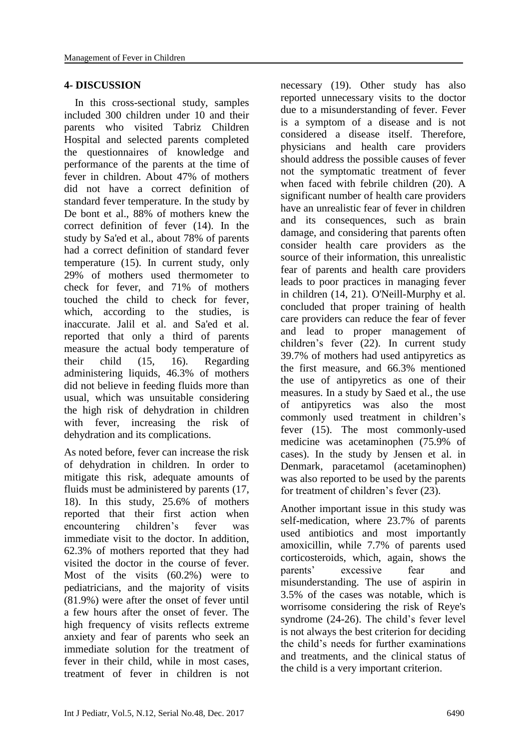## 4- DISCUSSION

In this cross-sectional study, samples included 300 children under 10 and their parents who visited Tabriz Children Hospital and selected parents completed the questionnaires of knowledge and performance of the parents at the time of fever in children. About 47% of mothers did not have a correct definition of standard fever temperature. In the study by De bont et al., 88% of mothers knew the correct definition of fever (14). In the study by Sa'ed et al., about 78% of parents had a correct definition of standard fever temperature (15). In current study, only 29% of mothers used thermometer to check for fever, and 71% of mothers touched the child to check for fever, which, according to the studies, is inaccurate. Jalil et al. and Sa'ed et al. reported that only a third of parents measure the actual body temperature of their child (15, 16). Regarding administering liquids, 46.3% of mothers did not believe in feeding fluids more than usual, which was unsuitable considering the high risk of dehydration in children with fever, increasing the risk of dehydration and its complications.

As noted before, fever can increase the risk of dehydration in children. In order to mitigate this risk, adequate amounts of fluids must be administered by parents (17, 18). In this study, 25.6% of mothers reported that their first action when encountering children's fever was immediate visit to the doctor. In addition, 62.3% of mothers reported that they had visited the doctor in the course of fever. Most of the visits (60.2%) were to pediatricians, and the majority of visits (81.9%) were after the onset of fever until a few hours after the onset of fever. The high frequency of visits reflects extreme anxiety and fear of parents who seek an immediate solution for the treatment of fever in their child, while in most cases, treatment of fever in children is not necessary (19). Other study has also reported unnecessary visits to the doctor due to a misunderstanding of fever. Fever is a symptom of a disease and is not considered a disease itself. Therefore, physicians and health care providers should address the possible causes of fever not the symptomatic treatment of fever when faced with febrile children (20). A significant number of health care providers have an unrealistic fear of fever in children and its consequences, such as brain damage, and considering that parents often consider health care providers as the source of their information, this unrealistic fear of parents and health care providers leads to poor practices in managing fever in children (14, 21). O'Neill-Murphy et al. concluded that proper training of health care providers can reduce the fear of fever and lead to proper management of children's fever (22). In current study 39.7% of mothers had used antipyretics as the first measure, and 66.3% mentioned the use of antipyretics as one of their measures. In a study by Saed et al., the use of antipyretics was also the most commonly used treatment in children's fever (15). The most commonly-used medicine was acetaminophen (75.9% of cases). In the study by Jensen et al. in Denmark, paracetamol (acetaminophen) was also reported to be used by the parents for treatment of children's fever (23).

Another important issue in this study was self-medication, where 23.7% of parents used antibiotics and most importantly amoxicillin, while 7.7% of parents used corticosteroids, which, again, shows the parents' excessive fear and misunderstanding. The use of aspirin in 3.5% of the cases was notable, which is worrisome considering the risk of Reye's syndrome (24-26). The child's fever level is not always the best criterion for deciding the child's needs for further examinations and treatments, and the clinical status of the child is a very important criterion.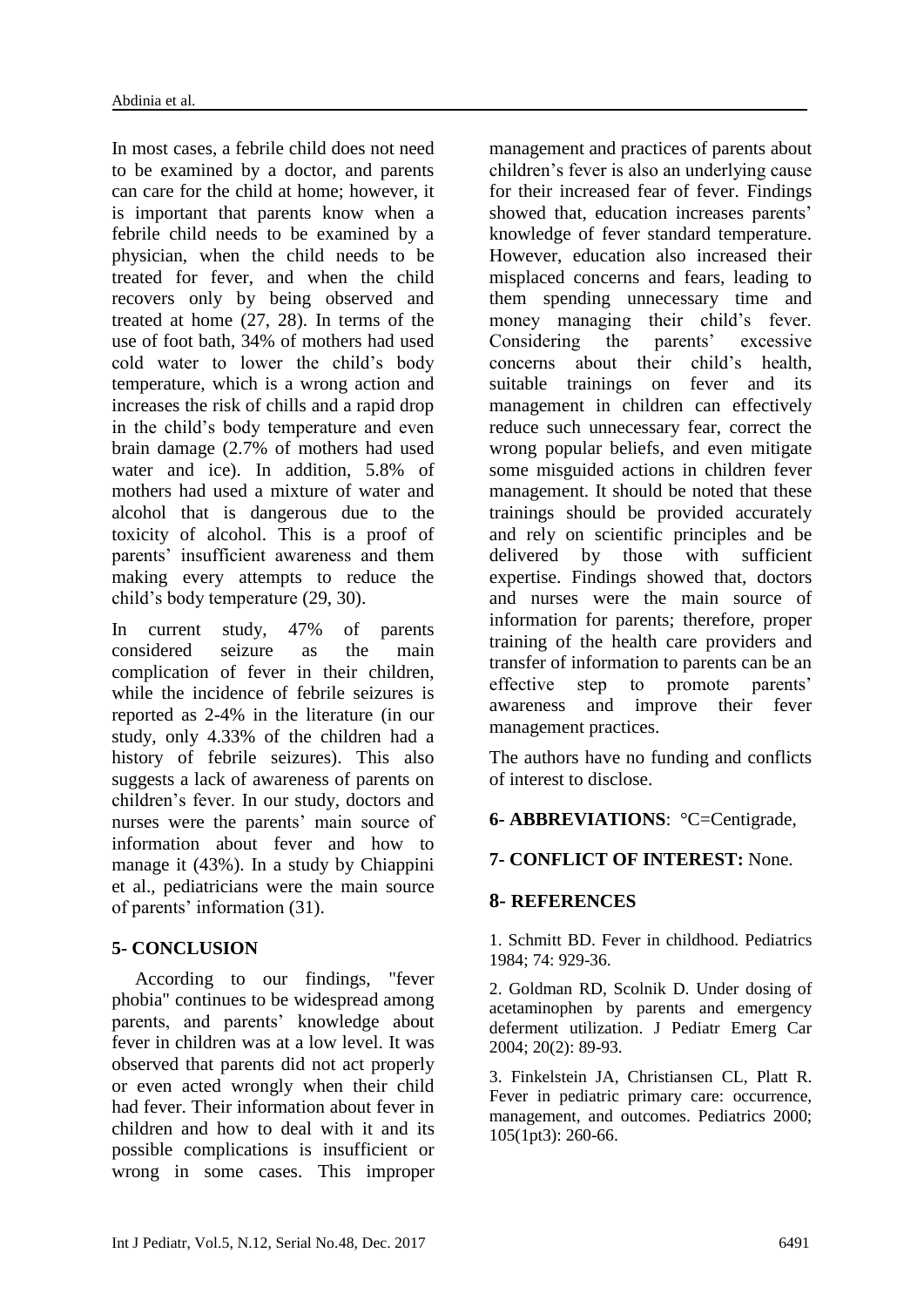In most cases, a febrile child does not need to be examined by a doctor, and parents can care for the child at home; however, it is important that parents know when a febrile child needs to be examined by a physician, when the child needs to be treated for fever, and when the child recovers only by being observed and treated at home (27, 28). In terms of the use of foot bath, 34% of mothers had used cold water to lower the child's body temperature, which is a wrong action and increases the risk of chills and a rapid drop in the child's body temperature and even brain damage (2.7% of mothers had used water and ice). In addition, 5.8% of mothers had used a mixture of water and alcohol that is dangerous due to the toxicity of alcohol. This is a proof of parents' insufficient awareness and them making every attempts to reduce the child's body temperature (29, 30).

In current study, 47% of parents considered seizure as the main complication of fever in their children, while the incidence of febrile seizures is reported as 2-4% in the literature (in our study, only 4.33% of the children had a history of febrile seizures). This also suggests a lack of awareness of parents on children's fever. In our study, doctors and nurses were the parents' main source of information about fever and how to manage it (43%). In a study by Chiappini et al., pediatricians were the main source of parents' information (31).

## 5- CONCLUSION

According to our findings, "fever phobia" continues to be widespread among parents, and parents' knowledge about fever in children was at a low level. It was observed that parents did not act properly or even acted wrongly when their child had fever. Their information about fever in children and how to deal with it and its possible complications is insufficient or wrong in some cases. This improper management and practices of parents about children's fever is also an underlying cause for their increased fear of fever. Findings showed that, education increases parents' knowledge of fever standard temperature. However, education also increased their misplaced concerns and fears, leading to them spending unnecessary time and money managing their child's fever. Considering the parents' excessive concerns about their child's health, suitable trainings on fever and its management in children can effectively reduce such unnecessary fear, correct the wrong popular beliefs, and even mitigate some misguided actions in children fever management. It should be noted that these trainings should be provided accurately and rely on scientific principles and be delivered by those with sufficient expertise. Findings showed that, doctors and nurses were the main source of information for parents; therefore, proper training of the health care providers and transfer of information to parents can be an effective step to promote parents' awareness and improve their fever management practices.

The authors have no funding and conflicts of interest to disclose.

## 6- ABBREVIATIONS: °C=Centigrade,

## 7- CONFLICT OF INTEREST: None.

## 8- REFERENCES

1. Schmitt BD. Fever in childhood. Pediatrics 1984; 74: 929-36.

2. Goldman RD, Scolnik D. Under dosing of acetaminophen by parents and emergency deferment utilization. J Pediatr Emerg Car 2004; 20(2): 89-93.

3. Finkelstein JA, Christiansen CL, Platt R. Fever in pediatric primary care: occurrence, management, and outcomes. Pediatrics 2000; 105(1pt3): 260-66.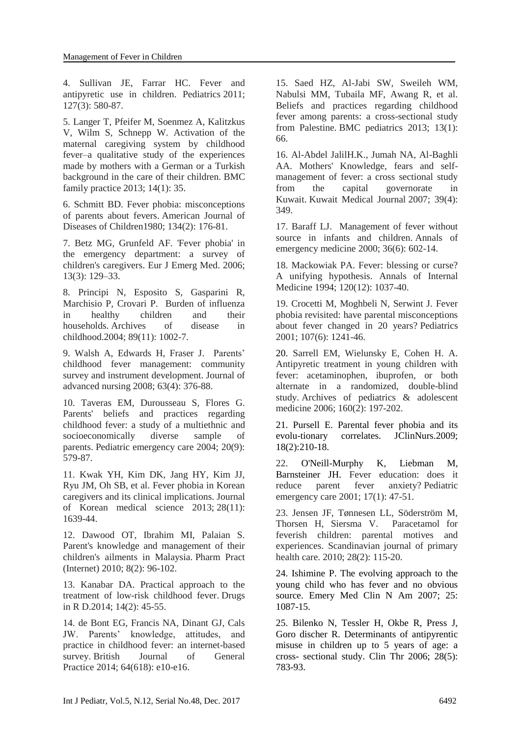4. Sullivan JE, Farrar HC. Fever and antipyretic use in children. Pediatrics 2011; 127(3): 580-87.

5. Langer T, Pfeifer M, Soenmez A, Kalitzkus V, Wilm S, Schnepp W. Activation of the maternal caregiving system by childhood fever–a qualitative study of the experiences made by mothers with a German or a Turkish background in the care of their children. BMC family practice 2013; 14(1): 35.

6. Schmitt BD. Fever phobia: misconceptions of parents about fevers. American Journal of Diseases of Children1980; 134(2): 176-81.

7. Betz MG, Grunfeld AF. 'Fever phobia' in the emergency department: a survey of children's caregivers. Eur J Emerg Med. 2006; 13(3): 129–33.

8. Principi N, Esposito S, Gasparini R, Marchisio P, Crovari P. Burden of influenza in healthy children and their households. Archives of disease in childhood.2004; 89(11): 1002-7.

9. Walsh A, Edwards H, Fraser J. Parents' childhood fever management: community survey and instrument development. Journal of advanced nursing 2008; 63(4): 376-88.

10. Taveras EM, Durousseau S, Flores G. Parents' beliefs and practices regarding childhood fever: a study of a multiethnic and socioeconomically diverse sample of parents. Pediatric emergency care 2004; 20(9): 579-87.

11. Kwak YH, Kim DK, Jang HY, Kim JJ, Ryu JM, Oh SB, et al. Fever phobia in Korean caregivers and its clinical implications. Journal of Korean medical science 2013; 28(11): 1639-44.

12. Dawood OT, Ibrahim MI, Palaian S. Parent's knowledge and management of their children's ailments in Malaysia. Pharm Pract (Internet) 2010; 8(2): 96-102.

13. Kanabar DA. Practical approach to the treatment of low-risk childhood fever. Drugs in R D.2014; 14(2): 45-55.

14. de Bont EG, Francis NA, Dinant GJ, Cals JW. Parents' knowledge, attitudes, and practice in childhood fever: an internet-based survey. British Journal of General Practice 2014; 64(618): e10-e16.

15. Saed HZ, Al-Jabi SW, Sweileh WM, Nabulsi MM, Tubaila MF, Awang R, et al. Beliefs and practices regarding childhood fever among parents: a cross-sectional study from Palestine. BMC pediatrics 2013; 13(1): 66.

16. Al-Abdel JalilH.K., Jumah NA, Al-Baghli AA. Mothers' Knowledge, fears and self-management of fever: a cross sectional study from the capital governorate in Kuwait. Kuwait Medical Journal 2007; 39(4): 349.

17. Baraff LJ. Management of fever without source in infants and children. Annals of emergency medicine 2000; 36(6): 602-14.

18. Mackowiak PA. Fever: blessing or curse? A unifying hypothesis. Annals of Internal Medicine 1994; 120(12): 1037-40.

19. Crocetti M, Moghbeli N, Serwint J. Fever phobia revisited: have parental misconceptions about fever changed in 20 years? Pediatrics 2001; 107(6): 1241-46.

20. Sarrell EM, Wielunsky E, Cohen H. A. Antipyretic treatment in young children with fever: acetaminophen, ibuprofen, or both alternate in a randomized, double-blind study. Archives of pediatrics & adolescent medicine 2006; 160(2): 197-202.

21. Pursell E. Parental fever phobia and its evolu-tionary correlates. JClinNurs.2009; 18(2):210-18.

22. O'Neill-Murphy K, Liebman M, Barnsteiner JH. Fever education: does it reduce parent fever anxiety? Pediatric emergency care 2001; 17(1): 47-51.

23. Jensen JF, Tønnesen LL, Söderström M, Thorsen H, Siersma V. Paracetamol for feverish children: parental motives and experiences. Scandinavian journal of primary health care. 2010; 28(2): 115-20.

24. Ishimine P. The evolving approach to the young child who has fever and no obvious source. Emery Med Clin N Am 2007; 25: 1087-15.

25. Bilenko N, Tessler H, Okbe R, Press J, Goro discher R. Determinants of antipyrentic misuse in children up to 5 years of age: a cross- sectional study. Clin Thr 2006; 28(5): 783-93.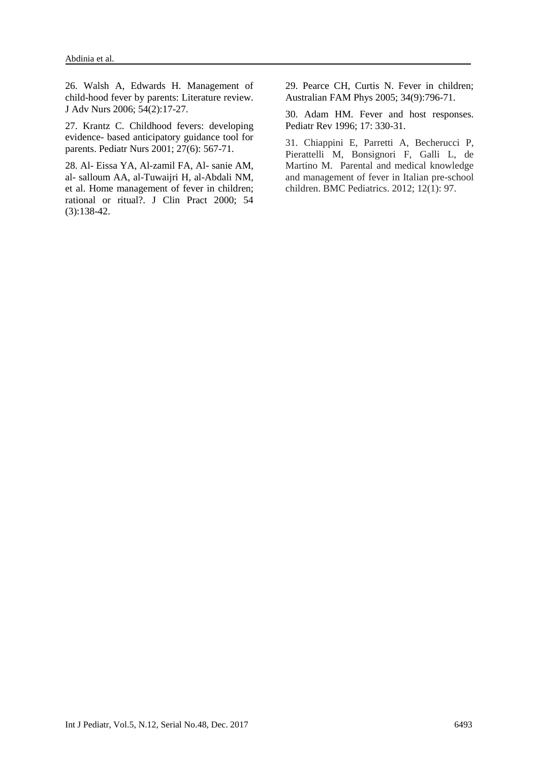26. Walsh A, Edwards H. Management of child-hood fever by parents: Literature review. J Adv Nurs 2006; 54(2):17-27.

27. Krantz C. Childhood fevers: developing evidence- based anticipatory guidance tool for parents. Pediatr Nurs 2001; 27(6): 567-71.

28. Al- Eissa YA, Al-zamil FA, Al- sanie AM, al- salloum AA, al-Tuwaijri H, al-Abdali NM, et al. Home management of fever in children; rational or ritual?. J Clin Pract 2000; 54 (3):138-42.

29. Pearce CH, Curtis N. Fever in children; Australian FAM Phys 2005; 34(9):796-71.

30. Adam HM. Fever and host responses. Pediatr Rev 1996; 17: 330-31.

31. Chiappini E, Parretti A, Becherucci P, Pierattelli M, Bonsignori F, Galli L, de Martino M. Parental and medical knowledge and management of fever in Italian pre-school children. BMC Pediatrics. 2012; 12(1): 97.